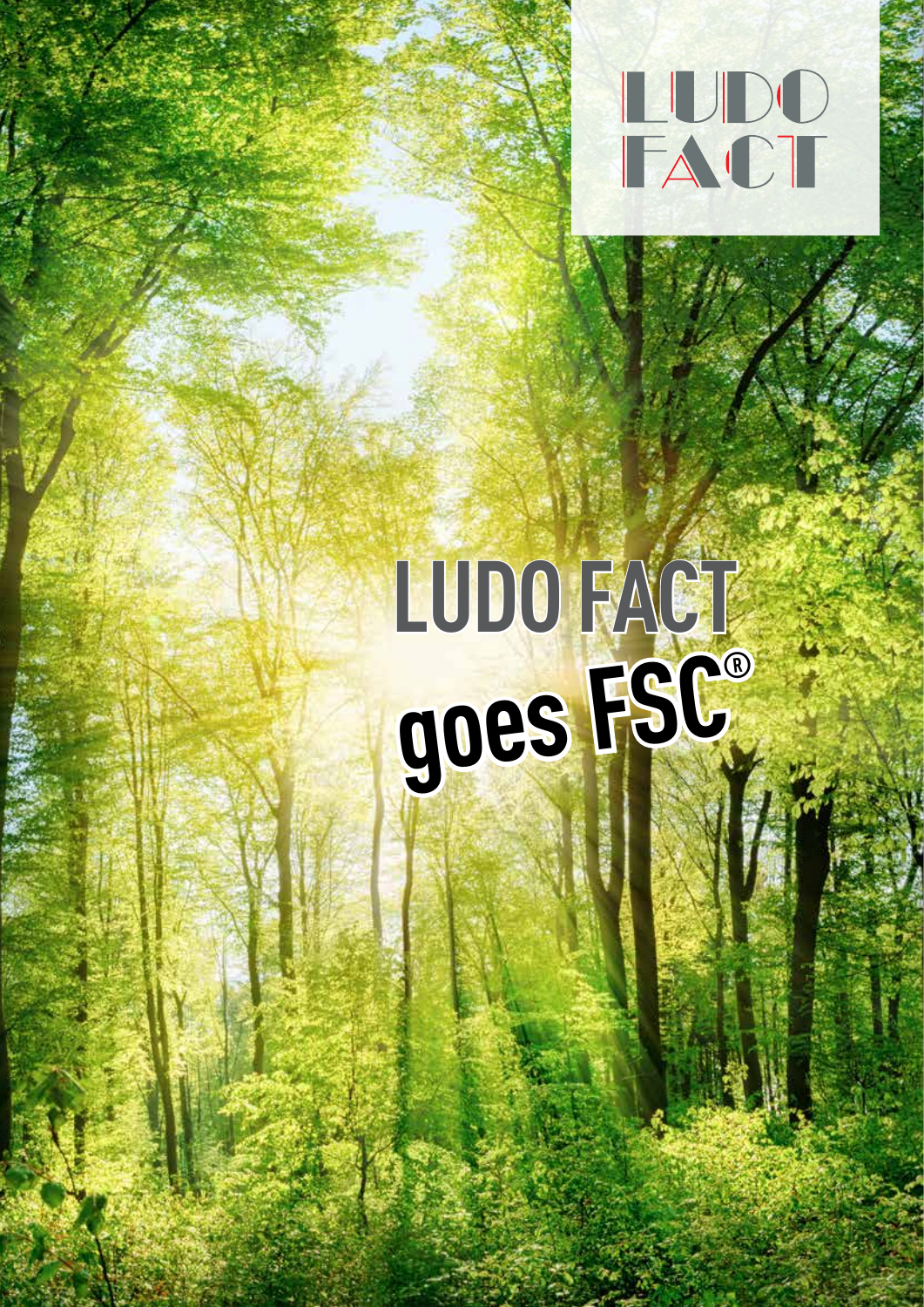LUDO FACT

# LUDO FACT goes FSC®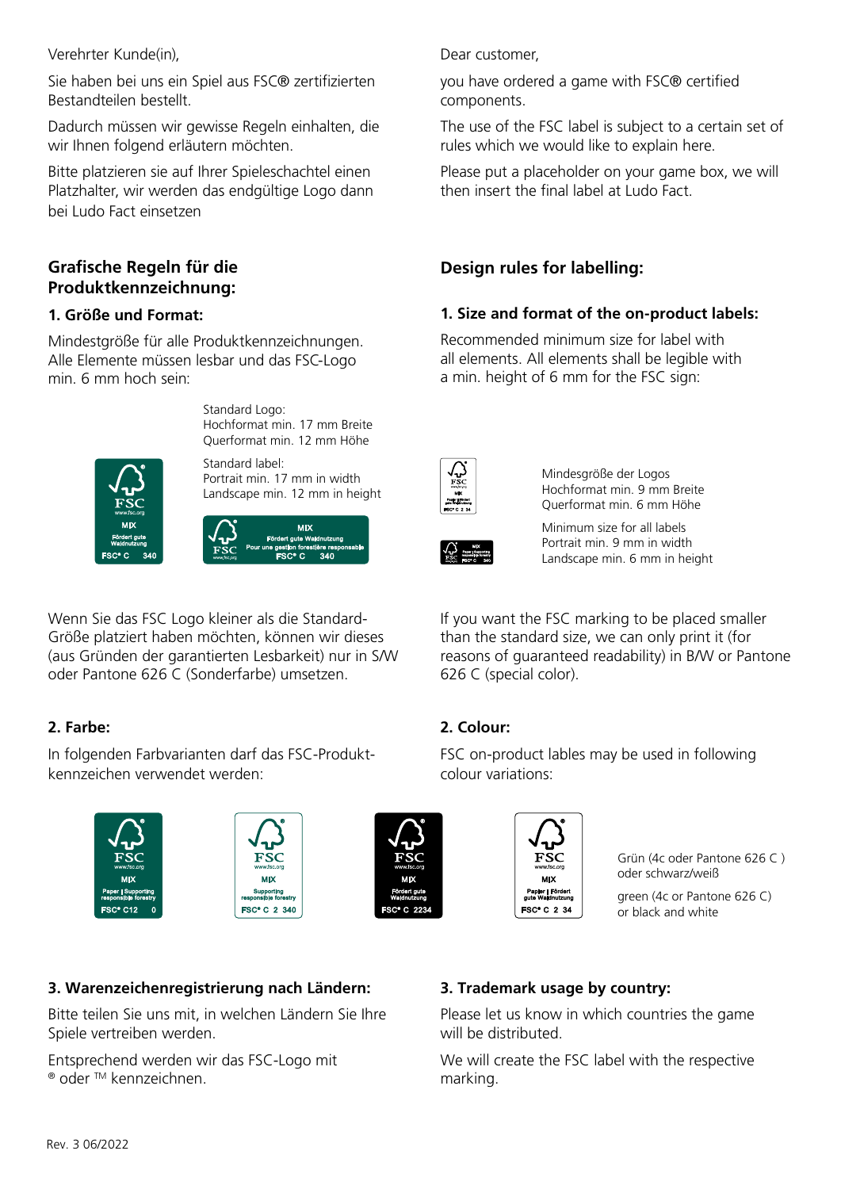Verehrter Kunde(in),

Sie haben bei uns ein Spiel aus FSC® zertifizierten Bestandteilen bestellt.

Dadurch müssen wir gewisse Regeln einhalten, die wir Ihnen folgend erläutern möchten.

Bitte platzieren sie auf Ihrer Spieleschachtel einen Platzhalter, wir werden das endgültige Logo dann bei Ludo Fact einsetzen

## Grafische Regeln für die Produktkennzeichnung:

### 1. Größe und Format:

Mindestgröße für alle Produktkennzeichnungen. Alle Elemente müssen lesbar und das FSC-Logo min. 6 mm hoch sein:

Standard Logo:
Hochformat min. 17 mm Breite
Querformat min. 12 mm Höhe

Standard label:
Portrait min. 17 mm in width
Landscape min. 12 mm in height

Wenn Sie das FSC Logo kleiner als die Standard-Größe platziert haben möchten, können wir dieses (aus Gründen der garantierten Lesbarkeit) nur in S/W oder Pantone 626 C (Sonderfarbe) umsetzen.

### 2. Farbe:

In folgenden Farbvarianten darf das FSC-Produkt-kennzeichen verwendet werden:

Grün (4c oder Pantone 626 C ) oder schwarz/weiß

green (4c or Pantone 626 C) or black and white

### 3. Warenzeichenregistrierung nach Ländern:

Bitte teilen Sie uns mit, in welchen Ländern Sie Ihre Spiele vertreiben werden.

Entsprechend werden wir das FSC-Logo mit ® oder ™ kennzeichnen.

Dear customer,

you have ordered a game with FSC® certified components.

The use of the FSC label is subject to a certain set of rules which we would like to explain here.

Please put a placeholder on your game box, we will then insert the final label at Ludo Fact.

## Design rules for labelling:

### 1. Size and format of the on-product labels:

Recommended minimum size for label with all elements. All elements shall be legible with a min. height of 6 mm for the FSC sign:

Mindesgröße der Logos
Hochformat min. 9 mm Breite
Querformat min. 6 mm Höhe

Minimum size for all labels
Portrait min. 9 mm in width
Landscape min. 6 mm in height

If you want the FSC marking to be placed smaller than the standard size, we can only print it (for reasons of guaranteed readability) in B/W or Pantone 626 C (special color).

### 2. Colour:

FSC on-product lables may be used in following colour variations:

### 3. Trademark usage by country:

Please let us know in which countries the game will be distributed.

We will create the FSC label with the respective marking.

Rev. 3 06/2022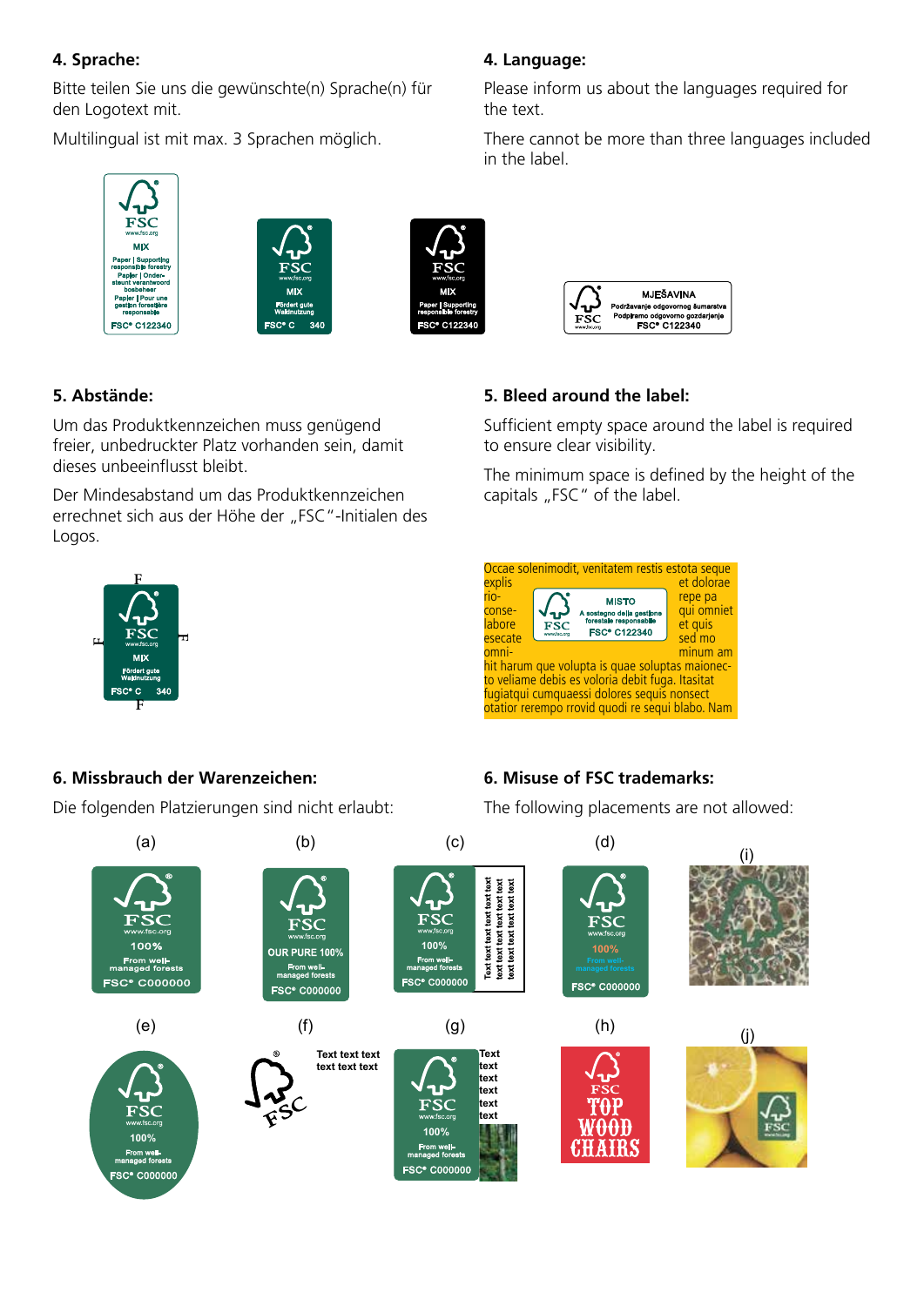## 4. Sprache:

Bitte teilen Sie uns die gewünschte(n) Sprache(n) für den Logotext mit.

Multilingual ist mit max. 3 Sprachen möglich.

## 4. Language:

Please inform us about the languages required for the text.

There cannot be more than three languages included in the label.

## 5. Abstände:

Um das Produktkennzeichen muss genügend freier, unbedruckter Platz vorhanden sein, damit dieses unbeeinflusst bleibt.

Der Mindesabstand um das Produktkennzeichen errechnet sich aus der Höhe der „FSC"-Initialen des Logos.

## 5. Bleed around the label:

Sufficient empty space around the label is required to ensure clear visibility.

The minimum space is defined by the height of the capitals „FSC" of the label.

## 6. Missbrauch der Warenzeichen:

Die folgenden Platzierungen sind nicht erlaubt:

## 6. Misuse of FSC trademarks:

The following placements are not allowed:

(a) (b) (c) (d) (i)

(e) (f) (g) (h) (j)